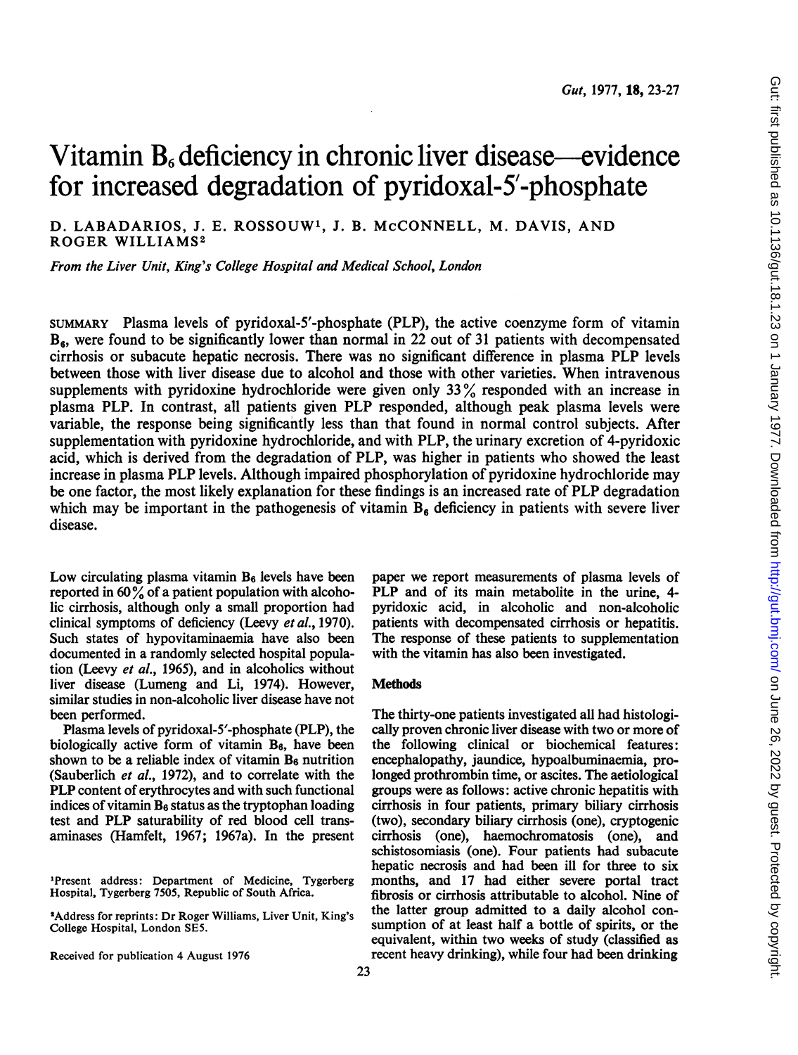# Vitamin $B_6$ deficiency in chronic liver disease—evidence for increased degradation of pyridoxal-5'-phosphate

D. LABADARIOS, J. E. ROSSOUW[1], J. B. McCONNELL, M. DAVIS, AND ROGER WILLIAMS[2]

*From the Liver Unit, King's College Hospital and Medical School, London*

SUMMARY Plasma levels of pyridoxal-5'-phosphate (PLP), the active coenzyme form of vitamin $B_6$, were found to be significantly lower than normal in 22 out of 31 patients with decompensated cirrhosis or subacute hepatic necrosis. There was no significant difference in plasma PLP levels between those with liver disease due to alcohol and those with other varieties. When intravenous supplements with pyridoxine hydrochloride were given only 33% responded with an increase in plasma PLP. In contrast, all patients given PLP responded, although peak plasma levels were variable, the response being significantly less than that found in normal control subjects. After supplementation with pyridoxine hydrochloride, and with PLP, the urinary excretion of 4-pyridoxic acid, which is derived from the degradation of PLP, was higher in patients who showed the least increase in plasma PLP levels. Although impaired phosphorylation of pyridoxine hydrochloride may be one factor, the most likely explanation for these findings is an increased rate of PLP degradation which may be important in the pathogenesis of vitamin $B_6$ deficiency in patients with severe liver disease.

Low circulating plasma vitamin $B_6$ levels have been reported in 60% of a patient population with alcoholic cirrhosis, although only a small proportion had clinical symptoms of deficiency (Leevy *et al.*, 1970). Such states of hypovitaminaemia have also been documented in a randomly selected hospital population (Leevy *et al.*, 1965), and in alcoholics without liver disease (Lumeng and Li, 1974). However, similar studies in non-alcoholic liver disease have not been performed.

Plasma levels of pyridoxal-5'-phosphate (PLP), the biologically active form of vitamin $B_6$, have been shown to be a reliable index of vitamin $B_6$ nutrition (Sauberlich *et al.*, 1972), and to correlate with the PLP content of erythrocytes and with such functional indices of vitamin $B_6$ status as the tryptophan loading test and PLP saturability of red blood cell transaminases (Hamfelt, 1967; 1967a). In the present paper we report measurements of plasma levels of PLP and of its main metabolite in the urine, 4-pyridoxic acid, in alcoholic and non-alcoholic patients with decompensated cirrhosis or hepatitis. The response of these patients to supplementation with the vitamin has also been investigated.

[1]Present address: Department of Medicine, Tygerberg Hospital, Tygerberg 7505, Republic of South Africa.

[2]Address for reprints: Dr Roger Williams, Liver Unit, King's College Hospital, London SE5.

Received for publication 4 August 1976

## Methods

The thirty-one patients investigated all had histologically proven chronic liver disease with two or more of the following clinical or biochemical features: encephalopathy, jaundice, hypoalbuminaemia, prolonged prothrombin time, or ascites. The aetiological groups were as follows: active chronic hepatitis with cirrhosis in four patients, primary biliary cirrhosis (two), secondary biliary cirrhosis (one), cryptogenic cirrhosis (one), haemochromatosis (one), and schistosomiasis (one). Four patients had subacute hepatic necrosis and had been ill for three to six months, and 17 had either severe portal tract fibrosis or cirrhosis attributable to alcohol. Nine of the latter group admitted to a daily alcohol consumption of at least half a bottle of spirits, or the equivalent, within two weeks of study (classified as recent heavy drinking), while four had been drinking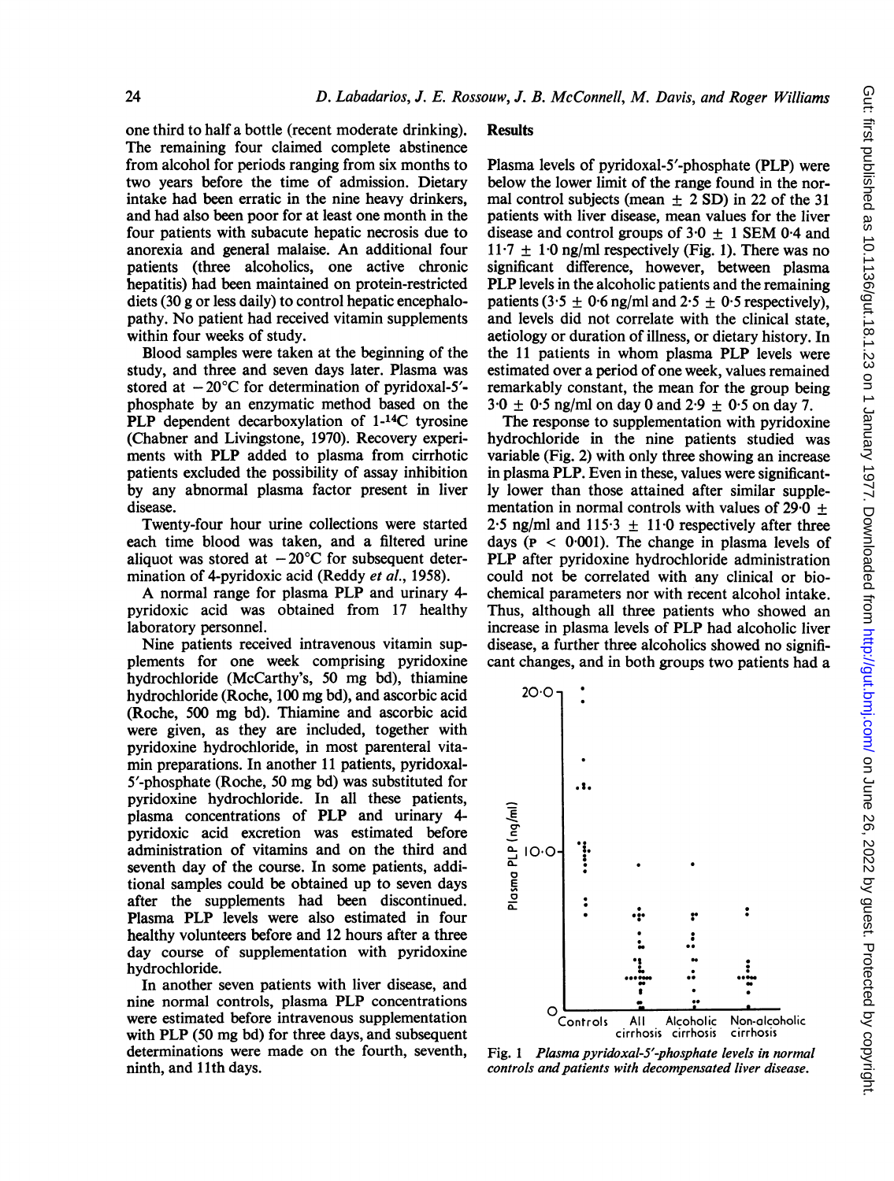one third to half a bottle (recent moderate drinking). The remaining four claimed complete abstinence from alcohol for periods ranging from six months to two years before the time of admission. Dietary intake had been erratic in the nine heavy drinkers, and had also been poor for at least one month in the four patients with subacute hepatic necrosis due to anorexia and general malaise. An additional four patients (three alcoholics, one active chronic hepatitis) had been maintained on protein-restricted diets (30 g or less daily) to control hepatic encephalopathy. No patient had received vitamin supplements within four weeks of study.

Blood samples were taken at the beginning of the study, and three and seven days later. Plasma was stored at $-20°C$ for determination of pyridoxal-5'-phosphate by an enzymatic method based on the PLP dependent decarboxylation of 1-$^{14}C$ tyrosine (Chabner and Livingstone, 1970). Recovery experiments with PLP added to plasma from cirrhotic patients excluded the possibility of assay inhibition by any abnormal plasma factor present in liver disease.

Twenty-four hour urine collections were started each time blood was taken, and a filtered urine aliquot was stored at $-20°C$ for subsequent determination of 4-pyridoxic acid (Reddy *et al.*, 1958).

A normal range for plasma PLP and urinary 4-pyridoxic acid was obtained from 17 healthy laboratory personnel.

Nine patients received intravenous vitamin supplements for one week comprising pyridoxine hydrochloride (McCarthy's, 50 mg bd), thiamine hydrochloride (Roche, 100 mg bd), and ascorbic acid (Roche, 500 mg bd). Thiamine and ascorbic acid were given, as they are included, together with pyridoxine hydrochloride, in most parenteral vitamin preparations. In another 11 patients, pyridoxal-5'-phosphate (Roche, 50 mg bd) was substituted for pyridoxine hydrochloride. In all these patients, plasma concentrations of PLP and urinary 4-pyridoxic acid excretion was estimated before administration of vitamins and on the third and seventh day of the course. In some patients, additional samples could be obtained up to seven days after the supplements had been discontinued. Plasma PLP levels were also estimated in four healthy volunteers before and 12 hours after a three day course of supplementation with pyridoxine hydrochloride.

In another seven patients with liver disease, and nine normal controls, plasma PLP concentrations were estimated before intravenous supplementation with PLP (50 mg bd) for three days, and subsequent determinations were made on the fourth, seventh, ninth, and 11th days.

## Results

Plasma levels of pyridoxal-5'-phosphate (PLP) were below the lower limit of the range found in the normal control subjects (mean $\pm$ 2 SD) in 22 of the 31 patients with liver disease, mean values for the liver disease and control groups of $3 \cdot 0 \pm 1$ SEM $0 \cdot 4$ and $11 \cdot 7 \pm 1 \cdot 0$ ng/ml respectively (Fig. 1). There was no significant difference, however, between plasma PLP levels in the alcoholic patients and the remaining patients ($3 \cdot 5 \pm 0 \cdot 6$ ng/ml and $2 \cdot 5 \pm 0 \cdot 5$ respectively), and levels did not correlate with the clinical state, aetiology or duration of illness, or dietary history. In the 11 patients in whom plasma PLP levels were estimated over a period of one week, values remained remarkably constant, the mean for the group being $3 \cdot 0 \pm 0 \cdot 5$ ng/ml on day 0 and $2 \cdot 9 \pm 0 \cdot 5$ on day 7.

The response to supplementation with pyridoxine hydrochloride in the nine patients studied was variable (Fig. 2) with only three showing an increase in plasma PLP. Even in these, values were significantly lower than those attained after similar supplementation in normal controls with values of $29 \cdot 0 \pm 2 \cdot 5$ ng/ml and $115 \cdot 3 \pm 11 \cdot 0$ respectively after three days ($P < 0 \cdot 001$). The change in plasma levels of PLP after pyridoxine hydrochloride administration could not be correlated with any clinical or biochemical parameters nor with recent alcohol intake. Thus, although all three patients who showed an increase in plasma levels of PLP had alcoholic liver disease, a further three alcoholics showed no significant changes, and in both groups two patients had a

Fig. 1 *Plasma pyridoxal-5'-phosphate levels in normal controls and patients with decompensated liver disease.*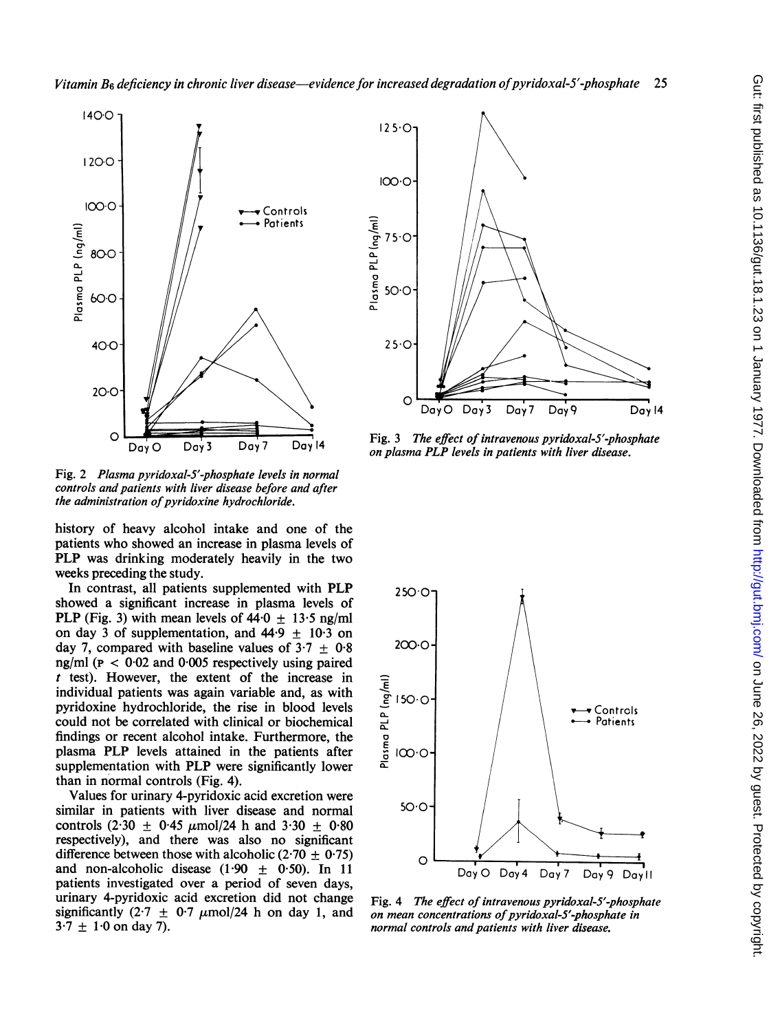Fig. 2 *Plasma pyridoxal-5'-phosphate levels in normal controls and patients with liver disease before and after the administration of pyridoxine hydrochloride.*

history of heavy alcohol intake and one of the patients who showed an increase in plasma levels of PLP was drinking moderately heavily in the two weeks preceding the study.

In contrast, all patients supplemented with PLP showed a significant increase in plasma levels of PLP (Fig. 3) with mean levels of 44·0 ± 13·5 ng/ml on day 3 of supplementation, and 44·9 ± 10·3 on day 7, compared with baseline values of 3·7 ± 0·8 ng/ml ($P < 0.02$ and 0·005 respectively using paired $t$ test). However, the extent of the increase in individual patients was again variable and, as with pyridoxine hydrochloride, the rise in blood levels could not be correlated with clinical or biochemical findings or recent alcohol intake. Furthermore, the plasma PLP levels attained in the patients after supplementation with PLP were significantly lower than in normal controls (Fig. 4).

Values for urinary 4-pyridoxic acid excretion were similar in patients with liver disease and normal controls (2·30 ± 0·45 μmol/24 h and 3·30 ± 0·80 respectively), and there was also no significant difference between those with alcoholic (2·70 ± 0·75) and non-alcoholic disease (1·90 ± 0·50). In 11 patients investigated over a period of seven days, urinary 4-pyridoxic acid excretion did not change significantly (2·7 ± 0·7 μmol/24 h on day 1, and 3·7 ± 1·0 on day 7).

Fig. 3 *The effect of intravenous pyridoxal-5'-phosphate on plasma PLP levels in patients with liver disease.*

Fig. 4 *The effect of intravenous pyridoxal-5'-phosphate on mean concentrations of pyridoxal-5'-phosphate in normal controls and patients with liver disease.*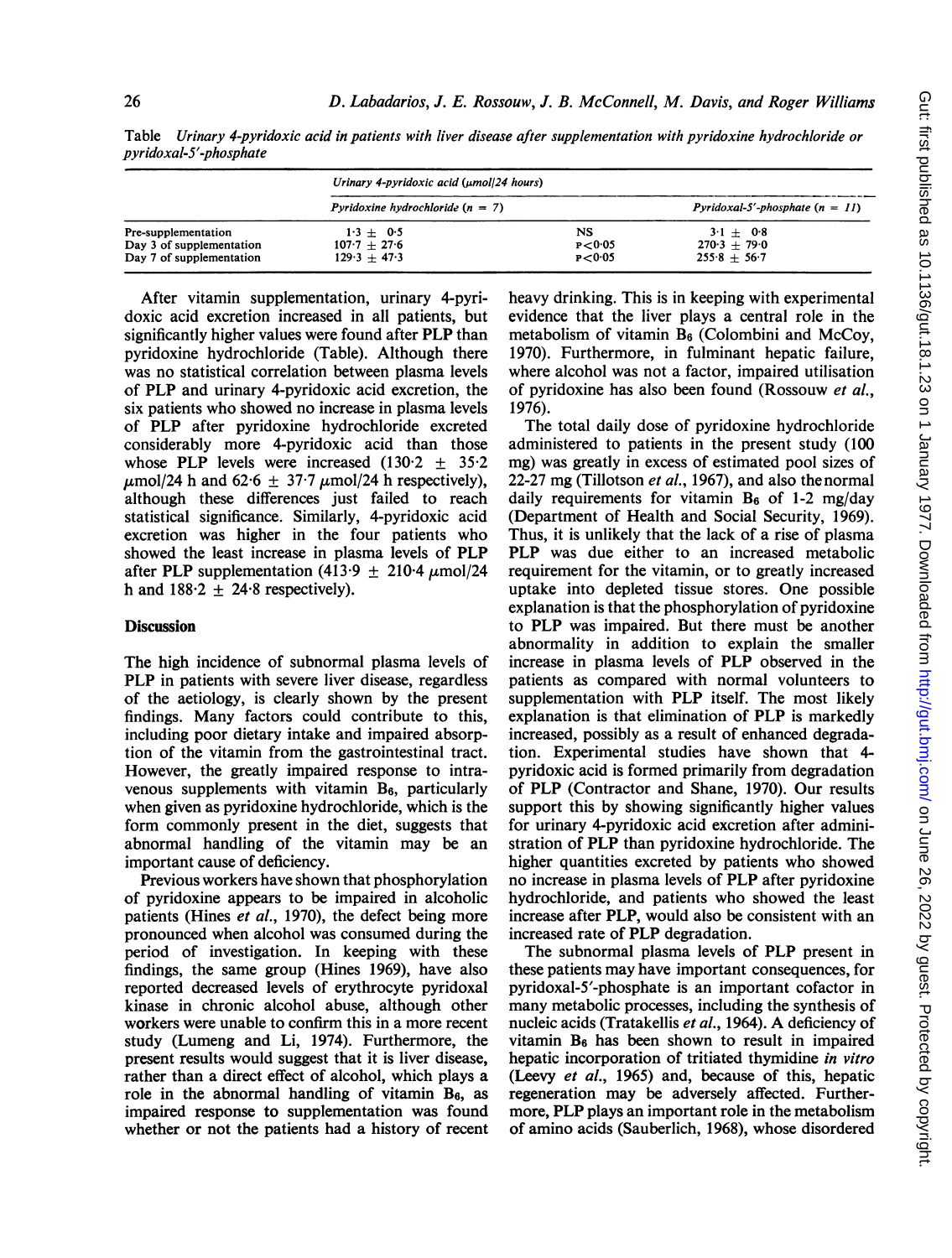Table *Urinary 4-pyridoxic acid in patients with liver disease after supplementation with pyridoxine hydrochloride or pyridoxal-5′-phosphate*

| | *Urinary 4-pyridoxic acid (μmol/24 hours)* | | |
|---|---|---|---|
| | *Pyridoxine hydrochloride (n = 7)* | | *Pyridoxal-5′-phosphate (n = 11)* |
| Pre-supplementation | 1·3 ± 0·5 | NS | 3·1 ± 0·8 |
| Day 3 of supplementation | 107·7 ± 27·6 | P<0·05 | 270·3 ± 79·0 |
| Day 7 of supplementation | 129·3 ± 47·3 | P<0·05 | 255·8 ± 56·7 |

After vitamin supplementation, urinary 4-pyridoxic acid excretion increased in all patients, but significantly higher values were found after PLP than pyridoxine hydrochloride (Table). Although there was no statistical correlation between plasma levels of PLP and urinary 4-pyridoxic acid excretion, the six patients who showed no increase in plasma levels of PLP after pyridoxine hydrochloride excreted considerably more 4-pyridoxic acid than those whose PLP levels were increased (130·2 ± 35·2 μmol/24 h and 62·6 ± 37·7 μmol/24 h respectively), although these differences just failed to reach statistical significance. Similarly, 4-pyridoxic acid excretion was higher in the four patients who showed the least increase in plasma levels of PLP after PLP supplementation (413·9 ± 210·4 μmol/24 h and 188·2 ± 24·8 respectively).

## Discussion

The high incidence of subnormal plasma levels of PLP in patients with severe liver disease, regardless of the aetiology, is clearly shown by the present findings. Many factors could contribute to this, including poor dietary intake and impaired absorption of the vitamin from the gastrointestinal tract. However, the greatly impaired response to intravenous supplements with vitamin $B_6$, particularly when given as pyridoxine hydrochloride, which is the form commonly present in the diet, suggests that abnormal handling of the vitamin may be an important cause of deficiency.

Previous workers have shown that phosphorylation of pyridoxine appears to be impaired in alcoholic patients (Hines *et al.*, 1970), the defect being more pronounced when alcohol was consumed during the period of investigation. In keeping with these findings, the same group (Hines 1969), have also reported decreased levels of erythrocyte pyridoxal kinase in chronic alcohol abuse, although other workers were unable to confirm this in a more recent study (Lumeng and Li, 1974). Furthermore, the present results would suggest that it is liver disease, rather than a direct effect of alcohol, which plays a role in the abnormal handling of vitamin $B_6$, as impaired response to supplementation was found whether or not the patients had a history of recent heavy drinking. This is in keeping with experimental evidence that the liver plays a central role in the metabolism of vitamin $B_6$ (Colombini and McCoy, 1970). Furthermore, in fulminant hepatic failure, where alcohol was not a factor, impaired utilisation of pyridoxine has also been found (Rossouw *et al.*, 1976).

The total daily dose of pyridoxine hydrochloride administered to patients in the present study (100 mg) was greatly in excess of estimated pool sizes of 22-27 mg (Tillotson *et al.*, 1967), and also the normal daily requirements for vitamin $B_6$ of 1-2 mg/day (Department of Health and Social Security, 1969). Thus, it is unlikely that the lack of a rise of plasma PLP was due either to an increased metabolic requirement for the vitamin, or to greatly increased uptake into depleted tissue stores. One possible explanation is that the phosphorylation of pyridoxine to PLP was impaired. But there must be another abnormality in addition to explain the smaller increase in plasma levels of PLP observed in the patients as compared with normal volunteers to supplementation with PLP itself. The most likely explanation is that elimination of PLP is markedly increased, possibly as a result of enhanced degradation. Experimental studies have shown that 4-pyridoxic acid is formed primarily from degradation of PLP (Contractor and Shane, 1970). Our results support this by showing significantly higher values for urinary 4-pyridoxic acid excretion after administration of PLP than pyridoxine hydrochloride. The higher quantities excreted by patients who showed no increase in plasma levels of PLP after pyridoxine hydrochloride, and patients who showed the least increase after PLP, would also be consistent with an increased rate of PLP degradation.

The subnormal plasma levels of PLP present in these patients may have important consequences, for pyridoxal-5′-phosphate is an important cofactor in many metabolic processes, including the synthesis of nucleic acids (Tratakellis *et al.*, 1964). A deficiency of vitamin $B_6$ has been shown to result in impaired hepatic incorporation of tritiated thymidine *in vitro* (Leevy *et al.*, 1965) and, because of this, hepatic regeneration may be adversely affected. Furthermore, PLP plays an important role in the metabolism of amino acids (Sauberlich, 1968), whose disordered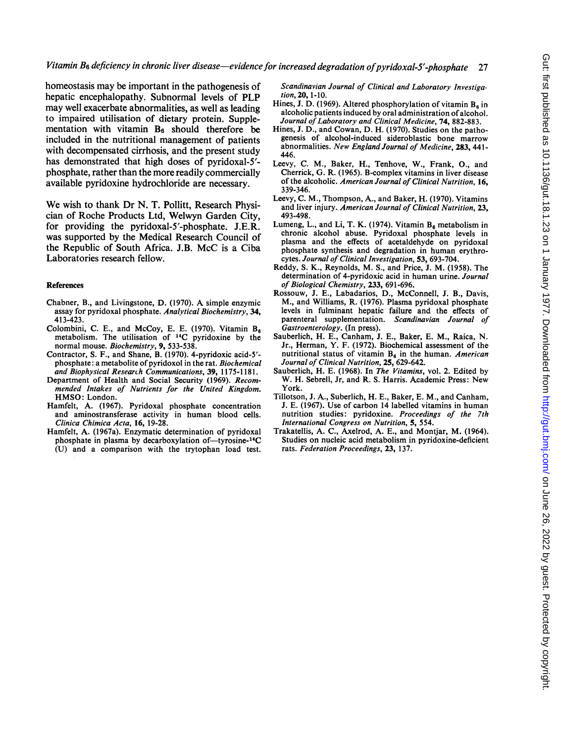homeostasis may be important in the pathogenesis of hepatic encephalopathy. Subnormal levels of PLP may well exacerbate abnormalities, as well as leading to impaired utilisation of dietary protein. Supplementation with vitamin $B_6$ should therefore be included in the nutritional management of patients with decompensated cirrhosis, and the present study has demonstrated that high doses of pyridoxal-5'-phosphate, rather than the more readily commercially available pyridoxine hydrochloride are necessary.

We wish to thank Dr N. T. Pollitt, Research Physician of Roche Products Ltd, Welwyn Garden City, for providing the pyridoxal-5'-phosphate. J.E.R. was supported by the Medical Research Council of the Republic of South Africa. J.B. McC is a Ciba Laboratories research fellow.

## References

Chabner, B., and Livingstone, D. (1970). A simple enzymic assay for pyridoxal phosphate. *Analytical Biochemistry*, **34**, 413-423.

Colombini, C. E., and McCoy, E. E. (1970). Vitamin $B_6$ metabolism. The utilisation of $^{14}C$ pyridoxine by the normal mouse. *Biochemistry*, **9**, 533-538.

Contractor, S. F., and Shane, B. (1970). 4-pyridoxic acid-5'-phosphate: a metabolite of pyridoxol in the rat. *Biochemical and Biophysical Research Communications*, **39**, 1175-1181.

Department of Health and Social Security (1969). *Recommended Intakes of Nutrients for the United Kingdom*. HMSO: London.

Hamfelt, A. (1967). Pyridoxal phosphate concentration and aminostransferase activity in human blood cells. *Clinica Chimica Acta*, **16**, 19-28.

Hamfelt, A. (1967a). Enzymatic determination of pyridoxal phosphate in plasma by decarboxylation of—tyrosine-$^{14}C$ (U) and a comparison with the trytophan load test. *Scandinavian Journal of Clinical and Laboratory Investigation*, **20**, 1-10.

Hines, J. D. (1969). Altered phosphorylation of vitamin $B_6$ in alcoholic patients induced by oral administration of alcohol. *Journal of Laboratory and Clinical Medicine*, **74**, 882-883.

Hines, J. D., and Cowan, D. H. (1970). Studies on the pathogenesis of alcohol-induced sideroblastic bone marrow abnormalities. *New England Journal of Medicine*, **283**, 441-446.

Leevy, C. M., Baker, H., Tenhove, W., Frank, O., and Cherrick, G. R. (1965). B-complex vitamins in liver disease of the alcoholic. *American Journal of Clinical Nutrition*, **16**, 339-346.

Leevy, C. M., Thompson, A., and Baker, H. (1970). Vitamins and liver injury. *American Journal of Clinical Nutrition*, **23**, 493-498.

Lumeng, L., and Li, T. K. (1974). Vitamin $B_6$ metabolism in chronic alcohol abuse. Pyridoxal phosphate levels in plasma and the effects of acetaldehyde on pyridoxal phosphate synthesis and degradation in human erythrocytes. *Journal of Clinical Investigation*, **53**, 693-704.

Reddy, S. K., Reynolds, M. S., and Price, J. M. (1958). The determination of 4-pyridoxic acid in human urine. *Journal of Biological Chemistry*, **233**, 691-696.

Rossouw, J. E., Labadarios, D., McConnell, J. B., Davis, M., and Williams, R. (1976). Plasma pyridoxal phosphate levels in fulminant hepatic failure and the effects of parenteral supplementation. *Scandinavian Journal of Gastroenterology*. (In press).

Sauberlich, H. E., Canham, J. E., Baker, E. M., Raica, N. Jr., Herman, Y. F. (1972). Biochemical assessment of the nutritional status of vitamin $B_6$ in the human. *American Journal of Clinical Nutrition*, **25**, 629-642.

Sauberlich, H. E. (1968). In *The Vitamins*, vol. 2. Edited by W. H. Sebrell, Jr, and R. S. Harris. Academic Press: New York.

Tillotson, J. A., Suberlich, H. E., Baker, E. M., and Canham, J. E. (1967). Use of carbon 14 labelled vitamins in human nutrition studies: pyridoxine. *Proceedings of the 7th International Congress on Nutrition*, **5**, 554.

Trakatellis, A. C., Axelrod, A. E., and Montjar, M. (1964). Studies on nucleic acid metabolism in pyridoxine-deficient rats. *Federation Proceedings*, **23**, 137.